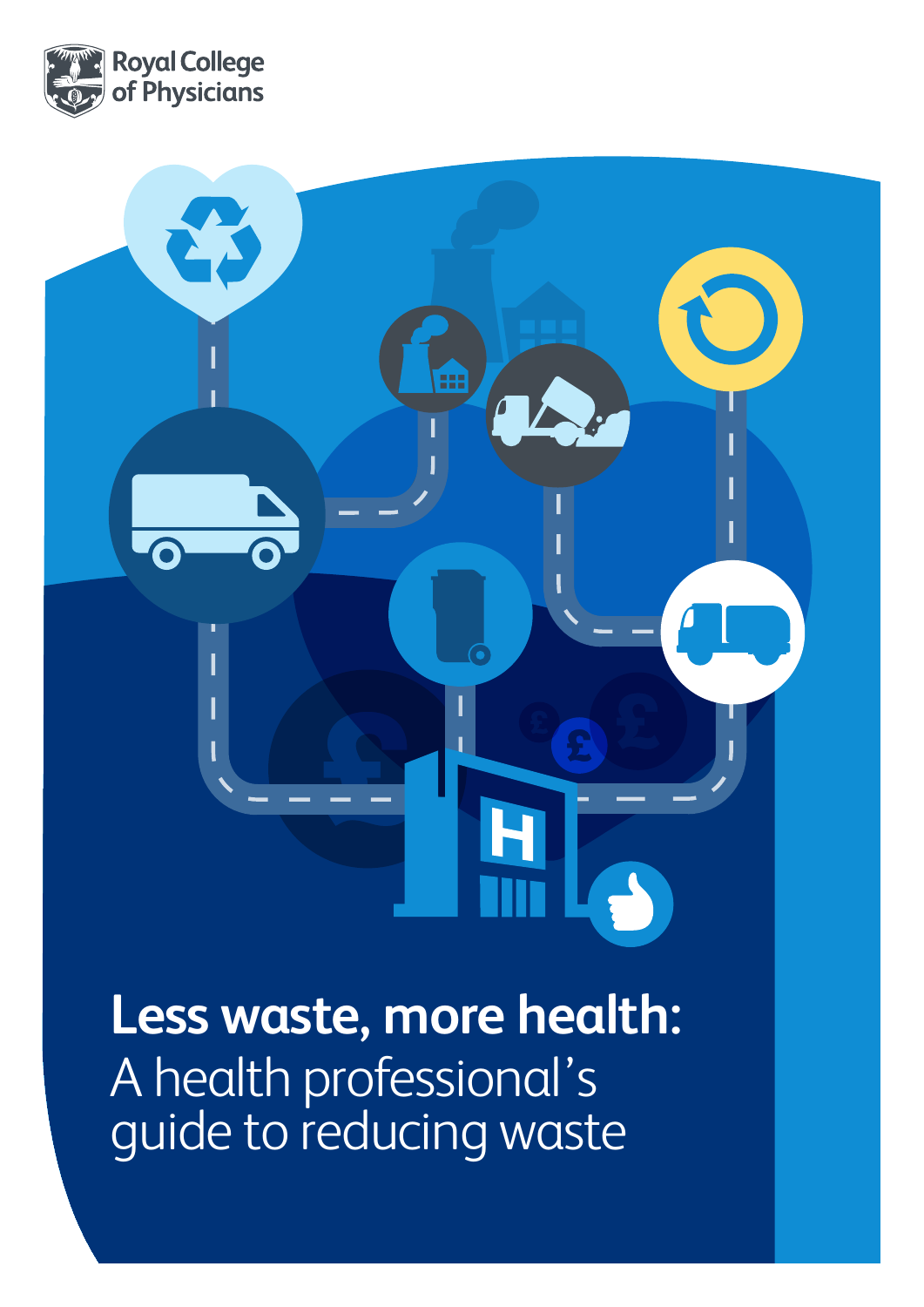Royal College of Physicians

# Less waste, more health:

A health professional's guide to reducing waste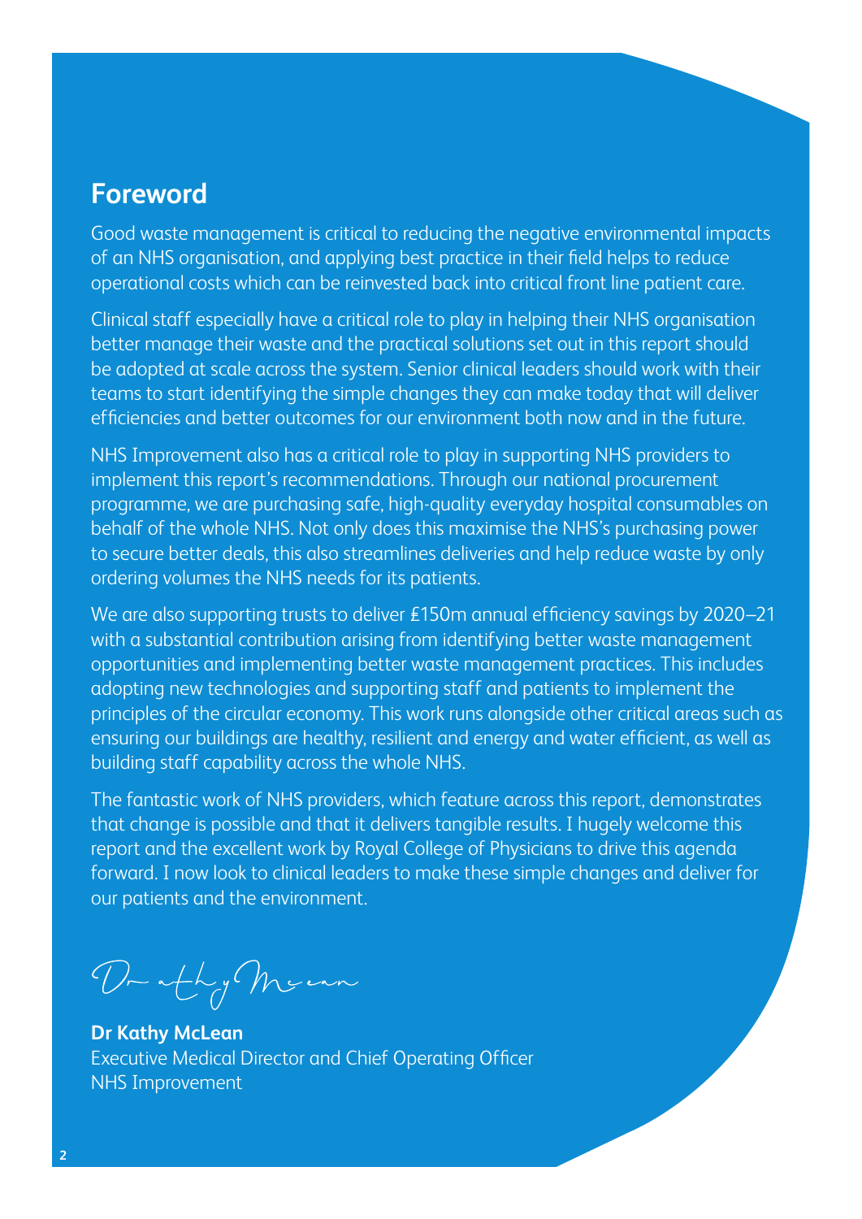## Foreword

Good waste management is critical to reducing the negative environmental impacts of an NHS organisation, and applying best practice in their field helps to reduce operational costs which can be reinvested back into critical front line patient care.

Clinical staff especially have a critical role to play in helping their NHS organisation better manage their waste and the practical solutions set out in this report should be adopted at scale across the system. Senior clinical leaders should work with their teams to start identifying the simple changes they can make today that will deliver efficiencies and better outcomes for our environment both now and in the future.

NHS Improvement also has a critical role to play in supporting NHS providers to implement this report's recommendations. Through our national procurement programme, we are purchasing safe, high-quality everyday hospital consumables on behalf of the whole NHS. Not only does this maximise the NHS's purchasing power to secure better deals, this also streamlines deliveries and help reduce waste by only ordering volumes the NHS needs for its patients.

We are also supporting trusts to deliver £150m annual efficiency savings by 2020–21 with a substantial contribution arising from identifying better waste management opportunities and implementing better waste management practices. This includes adopting new technologies and supporting staff and patients to implement the principles of the circular economy. This work runs alongside other critical areas such as ensuring our buildings are healthy, resilient and energy and water efficient, as well as building staff capability across the whole NHS.

The fantastic work of NHS providers, which feature across this report, demonstrates that change is possible and that it delivers tangible results. I hugely welcome this report and the excellent work by Royal College of Physicians to drive this agenda forward. I now look to clinical leaders to make these simple changes and deliver for our patients and the environment.

**Dr Kathy McLean**
Executive Medical Director and Chief Operating Officer
NHS Improvement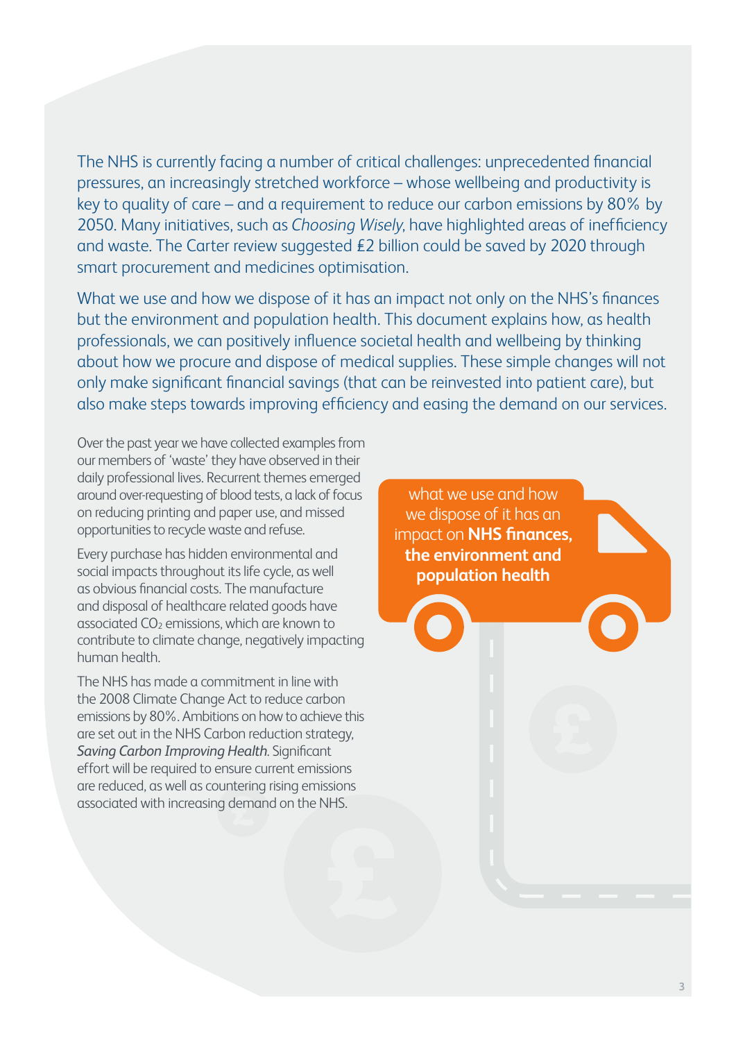The NHS is currently facing a number of critical challenges: unprecedented financial pressures, an increasingly stretched workforce – whose wellbeing and productivity is key to quality of care – and a requirement to reduce our carbon emissions by 80% by 2050. Many initiatives, such as *Choosing Wisely*, have highlighted areas of inefficiency and waste. The Carter review suggested £2 billion could be saved by 2020 through smart procurement and medicines optimisation.

What we use and how we dispose of it has an impact not only on the NHS's finances but the environment and population health. This document explains how, as health professionals, we can positively influence societal health and wellbeing by thinking about how we procure and dispose of medical supplies. These simple changes will not only make significant financial savings (that can be reinvested into patient care), but also make steps towards improving efficiency and easing the demand on our services.

Over the past year we have collected examples from our members of 'waste' they have observed in their daily professional lives. Recurrent themes emerged around over-requesting of blood tests, a lack of focus on reducing printing and paper use, and missed opportunities to recycle waste and refuse.

Every purchase has hidden environmental and social impacts throughout its life cycle, as well as obvious financial costs. The manufacture and disposal of healthcare related goods have associated $CO_2$ emissions, which are known to contribute to climate change, negatively impacting human health.

The NHS has made a commitment in line with the 2008 Climate Change Act to reduce carbon emissions by 80%. Ambitions on how to achieve this are set out in the NHS Carbon reduction strategy, *Saving Carbon Improving Health*. Significant effort will be required to ensure current emissions are reduced, as well as countering rising emissions associated with increasing demand on the NHS.

what we use and how we dispose of it has an impact on **NHS finances, the environment and population health**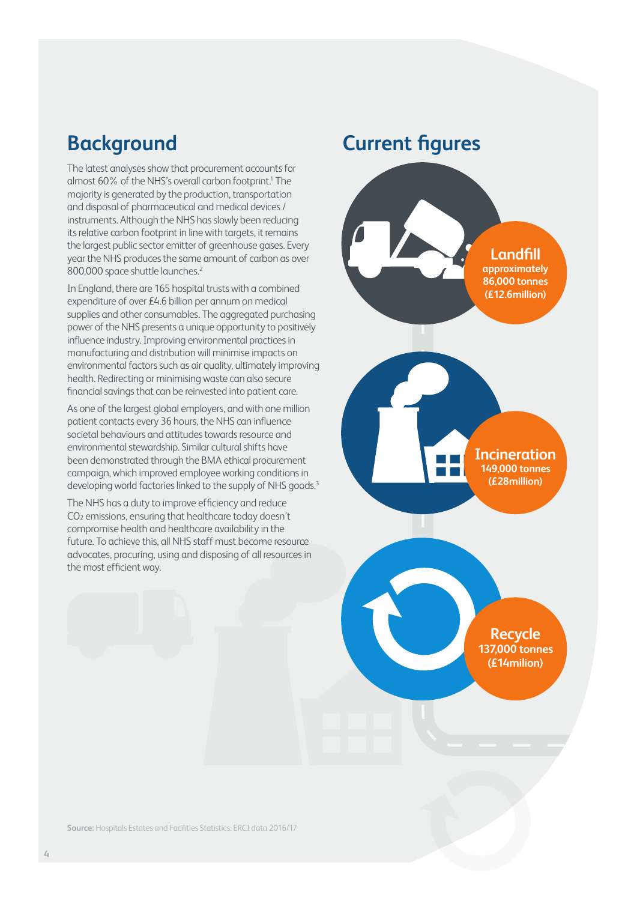## Background

The latest analyses show that procurement accounts for almost 60% of the NHS's overall carbon footprint.[1] The majority is generated by the production, transportation and disposal of pharmaceutical and medical devices / instruments. Although the NHS has slowly been reducing its relative carbon footprint in line with targets, it remains the largest public sector emitter of greenhouse gases. Every year the NHS produces the same amount of carbon as over 800,000 space shuttle launches.[2]

In England, there are 165 hospital trusts with a combined expenditure of over £4.6 billion per annum on medical supplies and other consumables. The aggregated purchasing power of the NHS presents a unique opportunity to positively influence industry. Improving environmental practices in manufacturing and distribution will minimise impacts on environmental factors such as air quality, ultimately improving health. Redirecting or minimising waste can also secure financial savings that can be reinvested into patient care.

As one of the largest global employers, and with one million patient contacts every 36 hours, the NHS can influence societal behaviours and attitudes towards resource and environmental stewardship. Similar cultural shifts have been demonstrated through the BMA ethical procurement campaign, which improved employee working conditions in developing world factories linked to the supply of NHS goods.[3]

The NHS has a duty to improve efficiency and reduce $CO_2$ emissions, ensuring that healthcare today doesn't compromise health and healthcare availability in the future. To achieve this, all NHS staff must become resource advocates, procuring, using and disposing of all resources in the most efficient way.

## Current figures

**Landfill**
approximately 86,000 tonnes (£12.6million)

**Incineration**
149,000 tonnes (£28million)

**Recycle**
137,000 tonnes (£14milion)

**Source:** Hospitals Estates and Facilities Statistics. ERCI data 2016/17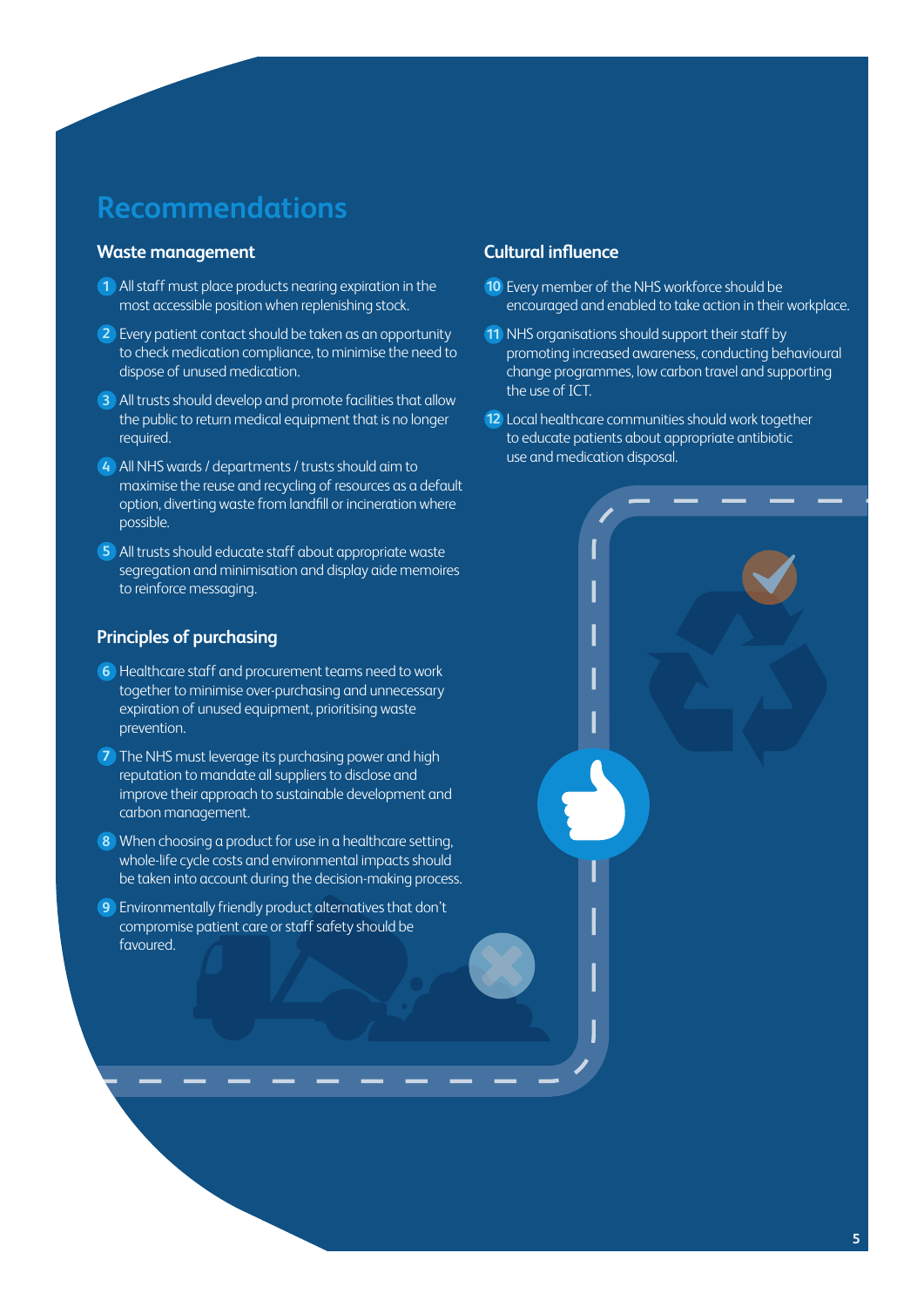# Recommendations

## Waste management

1. All staff must place products nearing expiration in the most accessible position when replenishing stock.
2. Every patient contact should be taken as an opportunity to check medication compliance, to minimise the need to dispose of unused medication.
3. All trusts should develop and promote facilities that allow the public to return medical equipment that is no longer required.
4. All NHS wards / departments / trusts should aim to maximise the reuse and recycling of resources as a default option, diverting waste from landfill or incineration where possible.
5. All trusts should educate staff about appropriate waste segregation and minimisation and display aide memoires to reinforce messaging.

## Principles of purchasing

6. Healthcare staff and procurement teams need to work together to minimise over-purchasing and unnecessary expiration of unused equipment, prioritising waste prevention.
7. The NHS must leverage its purchasing power and high reputation to mandate all suppliers to disclose and improve their approach to sustainable development and carbon management.
8. When choosing a product for use in a healthcare setting, whole-life cycle costs and environmental impacts should be taken into account during the decision-making process.
9. Environmentally friendly product alternatives that don't compromise patient care or staff safety should be favoured.

## Cultural influence

10. Every member of the NHS workforce should be encouraged and enabled to take action in their workplace.
11. NHS organisations should support their staff by promoting increased awareness, conducting behavioural change programmes, low carbon travel and supporting the use of ICT.
12. Local healthcare communities should work together to educate patients about appropriate antibiotic use and medication disposal.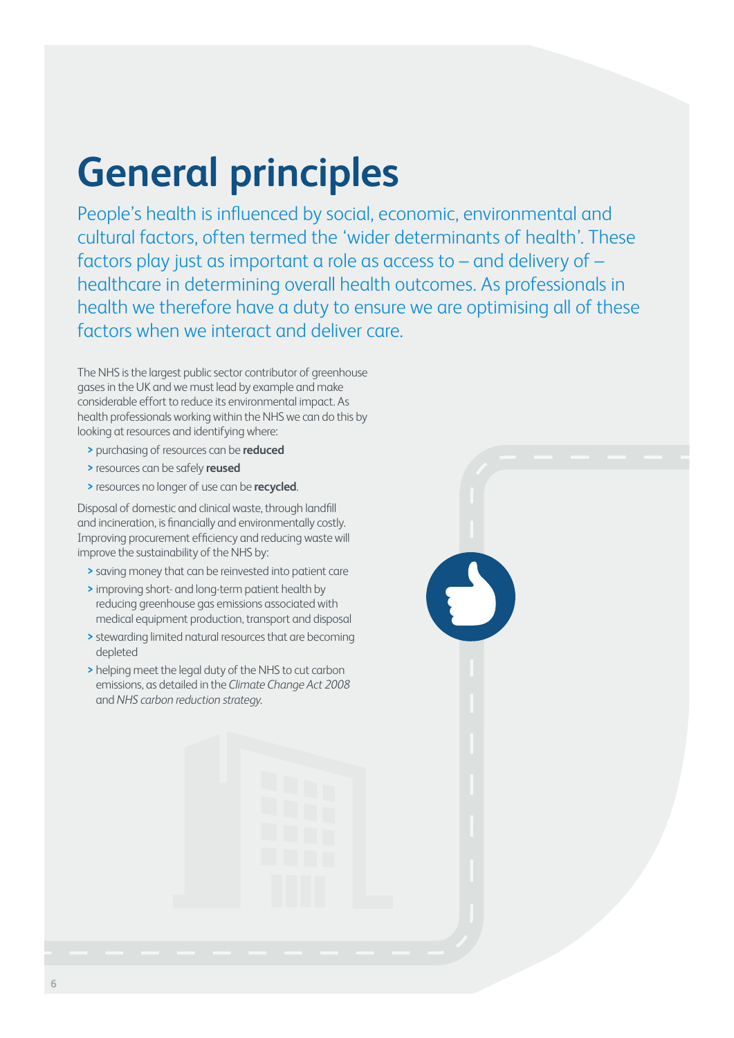# General principles

People's health is influenced by social, economic, environmental and cultural factors, often termed the 'wider determinants of health'. These factors play just as important a role as access to – and delivery of – healthcare in determining overall health outcomes. As professionals in health we therefore have a duty to ensure we are optimising all of these factors when we interact and deliver care.

The NHS is the largest public sector contributor of greenhouse gases in the UK and we must lead by example and make considerable effort to reduce its environmental impact. As health professionals working within the NHS we can do this by looking at resources and identifying where:

- purchasing of resources can be **reduced**
- resources can be safely **reused**
- resources no longer of use can be **recycled**.

Disposal of domestic and clinical waste, through landfill and incineration, is financially and environmentally costly. Improving procurement efficiency and reducing waste will improve the sustainability of the NHS by:

- saving money that can be reinvested into patient care
- improving short- and long-term patient health by reducing greenhouse gas emissions associated with medical equipment production, transport and disposal
- stewarding limited natural resources that are becoming depleted
- helping meet the legal duty of the NHS to cut carbon emissions, as detailed in the *Climate Change Act 2008* and *NHS carbon reduction strategy*.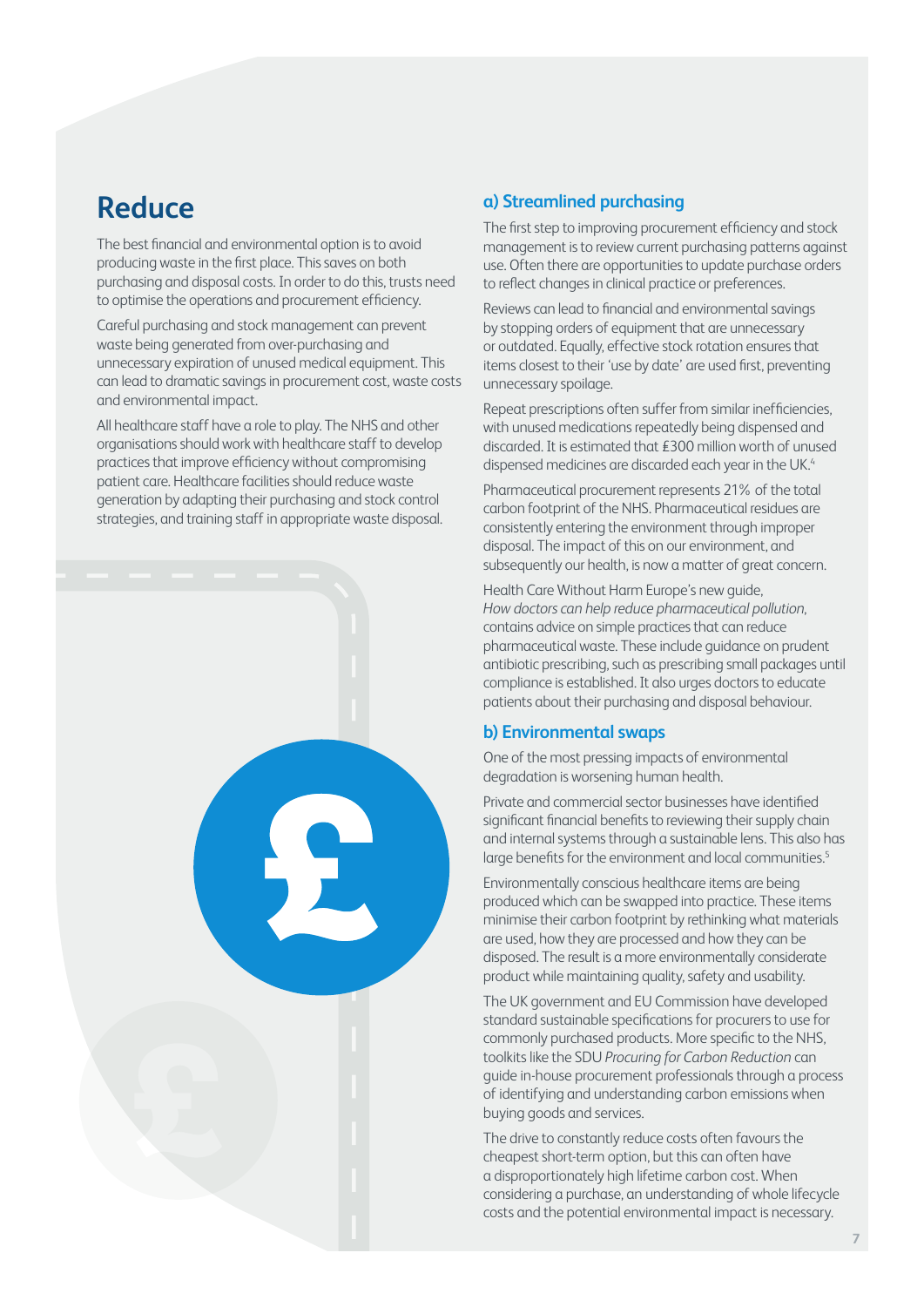# Reduce

The best financial and environmental option is to avoid producing waste in the first place. This saves on both purchasing and disposal costs. In order to do this, trusts need to optimise the operations and procurement efficiency.

Careful purchasing and stock management can prevent waste being generated from over-purchasing and unnecessary expiration of unused medical equipment. This can lead to dramatic savings in procurement cost, waste costs and environmental impact.

All healthcare staff have a role to play. The NHS and other organisations should work with healthcare staff to develop practices that improve efficiency without compromising patient care. Healthcare facilities should reduce waste generation by adapting their purchasing and stock control strategies, and training staff in appropriate waste disposal.

## a) Streamlined purchasing

The first step to improving procurement efficiency and stock management is to review current purchasing patterns against use. Often there are opportunities to update purchase orders to reflect changes in clinical practice or preferences.

Reviews can lead to financial and environmental savings by stopping orders of equipment that are unnecessary or outdated. Equally, effective stock rotation ensures that items closest to their 'use by date' are used first, preventing unnecessary spoilage.

Repeat prescriptions often suffer from similar inefficiencies, with unused medications repeatedly being dispensed and discarded. It is estimated that £300 million worth of unused dispensed medicines are discarded each year in the UK.[4]

Pharmaceutical procurement represents 21% of the total carbon footprint of the NHS. Pharmaceutical residues are consistently entering the environment through improper disposal. The impact of this on our environment, and subsequently our health, is now a matter of great concern.

Health Care Without Harm Europe's new guide, *How doctors can help reduce pharmaceutical pollution*, contains advice on simple practices that can reduce pharmaceutical waste. These include guidance on prudent antibiotic prescribing, such as prescribing small packages until compliance is established. It also urges doctors to educate patients about their purchasing and disposal behaviour.

## b) Environmental swaps

One of the most pressing impacts of environmental degradation is worsening human health.

Private and commercial sector businesses have identified significant financial benefits to reviewing their supply chain and internal systems through a sustainable lens. This also has large benefits for the environment and local communities.[5]

Environmentally conscious healthcare items are being produced which can be swapped into practice. These items minimise their carbon footprint by rethinking what materials are used, how they are processed and how they can be disposed. The result is a more environmentally considerate product while maintaining quality, safety and usability.

The UK government and EU Commission have developed standard sustainable specifications for procurers to use for commonly purchased products. More specific to the NHS, toolkits like the SDU *Procuring for Carbon Reduction* can guide in-house procurement professionals through a process of identifying and understanding carbon emissions when buying goods and services.

The drive to constantly reduce costs often favours the cheapest short-term option, but this can often have a disproportionately high lifetime carbon cost. When considering a purchase, an understanding of whole lifecycle costs and the potential environmental impact is necessary.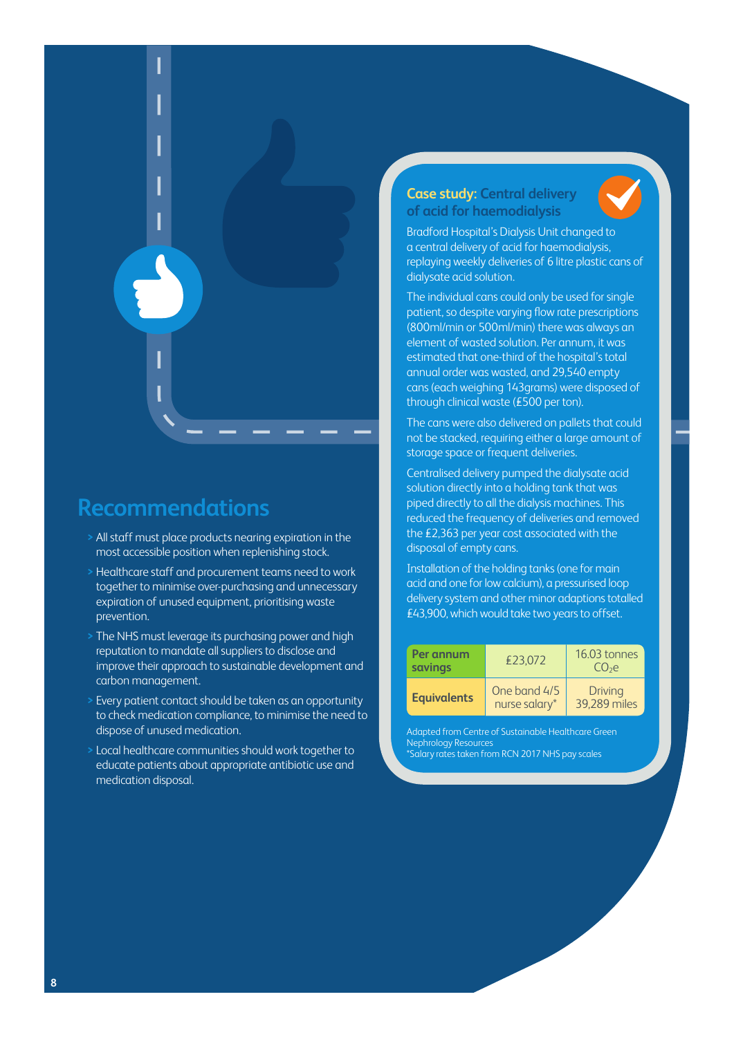## Recommendations

- All staff must place products nearing expiration in the most accessible position when replenishing stock.
- Healthcare staff and procurement teams need to work together to minimise over-purchasing and unnecessary expiration of unused equipment, prioritising waste prevention.
- The NHS must leverage its purchasing power and high reputation to mandate all suppliers to disclose and improve their approach to sustainable development and carbon management.
- Every patient contact should be taken as an opportunity to check medication compliance, to minimise the need to dispose of unused medication.
- Local healthcare communities should work together to educate patients about appropriate antibiotic use and medication disposal.

### Case study: Central delivery of acid for haemodialysis

Bradford Hospital's Dialysis Unit changed to a central delivery of acid for haemodialysis, replaying weekly deliveries of 6 litre plastic cans of dialysate acid solution.

The individual cans could only be used for single patient, so despite varying flow rate prescriptions (800ml/min or 500ml/min) there was always an element of wasted solution. Per annum, it was estimated that one-third of the hospital's total annual order was wasted, and 29,540 empty cans (each weighing 143grams) were disposed of through clinical waste (£500 per ton).

The cans were also delivered on pallets that could not be stacked, requiring either a large amount of storage space or frequent deliveries.

Centralised delivery pumped the dialysate acid solution directly into a holding tank that was piped directly to all the dialysis machines. This reduced the frequency of deliveries and removed the £2,363 per year cost associated with the disposal of empty cans.

Installation of the holding tanks (one for main acid and one for low calcium), a pressurised loop delivery system and other minor adaptions totalled £43,900, which would take two years to offset.

| | | |
|---|---|---|
| **Per annum savings** | £23,072 | 16.03 tonnes $CO_2e$ |
| **Equivalents** | One band 4/5 nurse salary* | Driving 39,289 miles |

Adapted from Centre of Sustainable Healthcare Green Nephrology Resources
*Salary rates taken from RCN 2017 NHS pay scales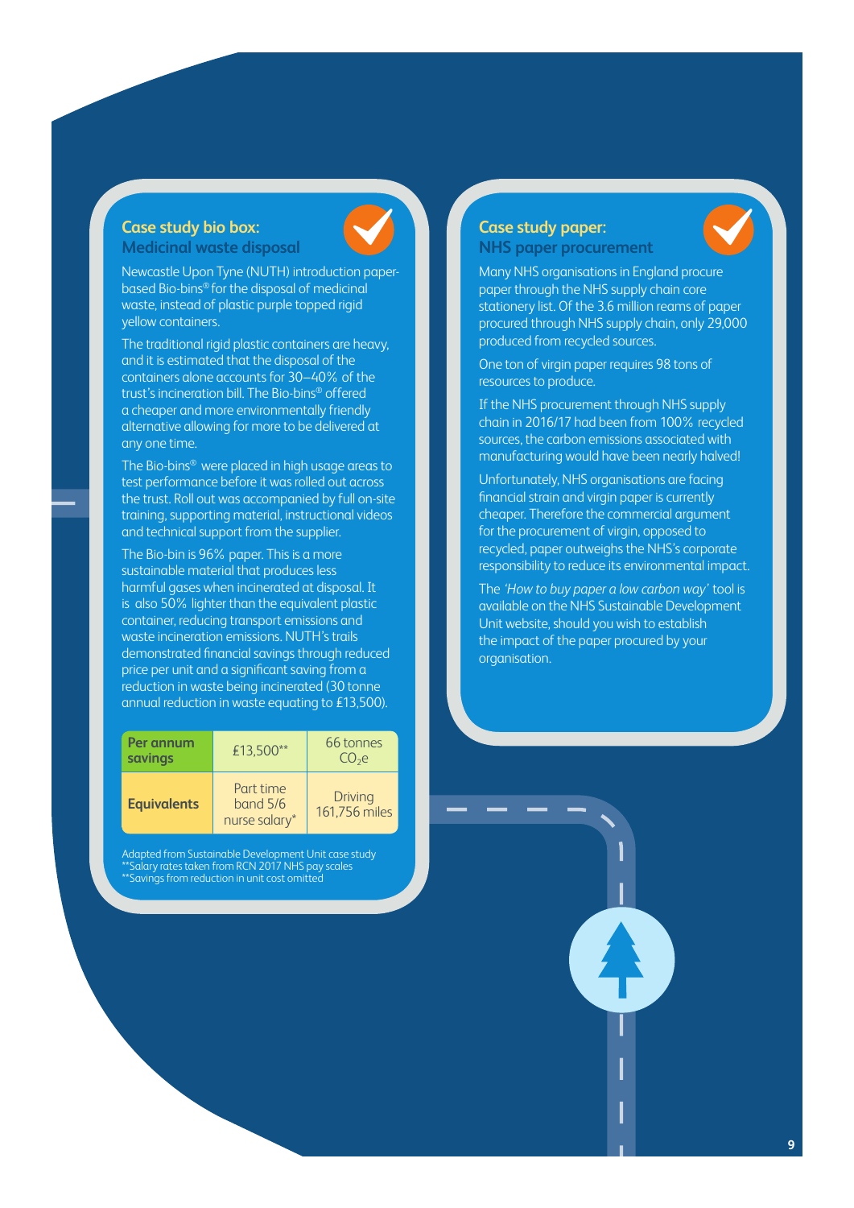## Case study bio box: Medicinal waste disposal

Newcastle Upon Tyne (NUTH) introduction paper-based Bio-bins® for the disposal of medicinal waste, instead of plastic purple topped rigid yellow containers.

The traditional rigid plastic containers are heavy, and it is estimated that the disposal of the containers alone accounts for 30–40% of the trust's incineration bill. The Bio-bins® offered a cheaper and more environmentally friendly alternative allowing for more to be delivered at any one time.

The Bio-bins® were placed in high usage areas to test performance before it was rolled out across the trust. Roll out was accompanied by full on-site training, supporting material, instructional videos and technical support from the supplier.

The Bio-bin is 96% paper. This is a more sustainable material that produces less harmful gases when incinerated at disposal. It is also 50% lighter than the equivalent plastic container, reducing transport emissions and waste incineration emissions. NUTH's trails demonstrated financial savings through reduced price per unit and a significant saving from a reduction in waste being incinerated (30 tonne annual reduction in waste equating to £13,500).

| **Per annum savings** | £13,500** | 66 tonnes $CO_2e$ |
|---|---|---|
| **Equivalents** | Part time band 5/6 nurse salary* | Driving 161,756 miles |

Adapted from Sustainable Development Unit case study
**Salary rates taken from RCN 2017 NHS pay scales
**Savings from reduction in unit cost omitted

## Case study paper: NHS paper procurement

Many NHS organisations in England procure paper through the NHS supply chain core stationery list. Of the 3.6 million reams of paper procured through NHS supply chain, only 29,000 produced from recycled sources.

One ton of virgin paper requires 98 tons of resources to produce.

If the NHS procurement through NHS supply chain in 2016/17 had been from 100% recycled sources, the carbon emissions associated with manufacturing would have been nearly halved!

Unfortunately, NHS organisations are facing financial strain and virgin paper is currently cheaper. Therefore the commercial argument for the procurement of virgin, opposed to recycled, paper outweighs the NHS's corporate responsibility to reduce its environmental impact.

The *'How to buy paper a low carbon way'* tool is available on the NHS Sustainable Development Unit website, should you wish to establish the impact of the paper procured by your organisation.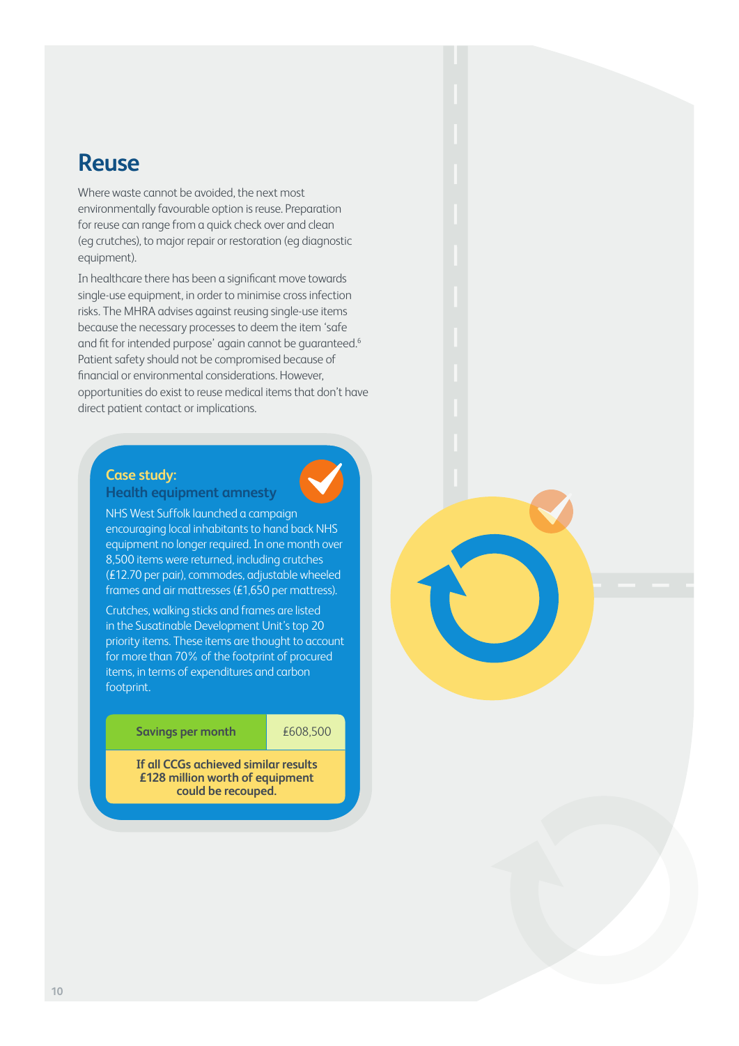# Reuse

Where waste cannot be avoided, the next most environmentally favourable option is reuse. Preparation for reuse can range from a quick check over and clean (eg crutches), to major repair or restoration (eg diagnostic equipment).

In healthcare there has been a significant move towards single-use equipment, in order to minimise cross infection risks. The MHRA advises against reusing single-use items because the necessary processes to deem the item 'safe and fit for intended purpose' again cannot be guaranteed.[6] Patient safety should not be compromised because of financial or environmental considerations. However, opportunities do exist to reuse medical items that don't have direct patient contact or implications.

## Case study: Health equipment amnesty

NHS West Suffolk launched a campaign encouraging local inhabitants to hand back NHS equipment no longer required. In one month over 8,500 items were returned, including crutches (£12.70 per pair), commodes, adjustable wheeled frames and air mattresses (£1,650 per mattress).

Crutches, walking sticks and frames are listed in the Susatinable Development Unit's top 20 priority items. These items are thought to account for more than 70% of the footprint of procured items, in terms of expenditures and carbon footprint.

| Savings per month | £608,500 |
|---|---|

**If all CCGs achieved similar results £128 million worth of equipment could be recouped.**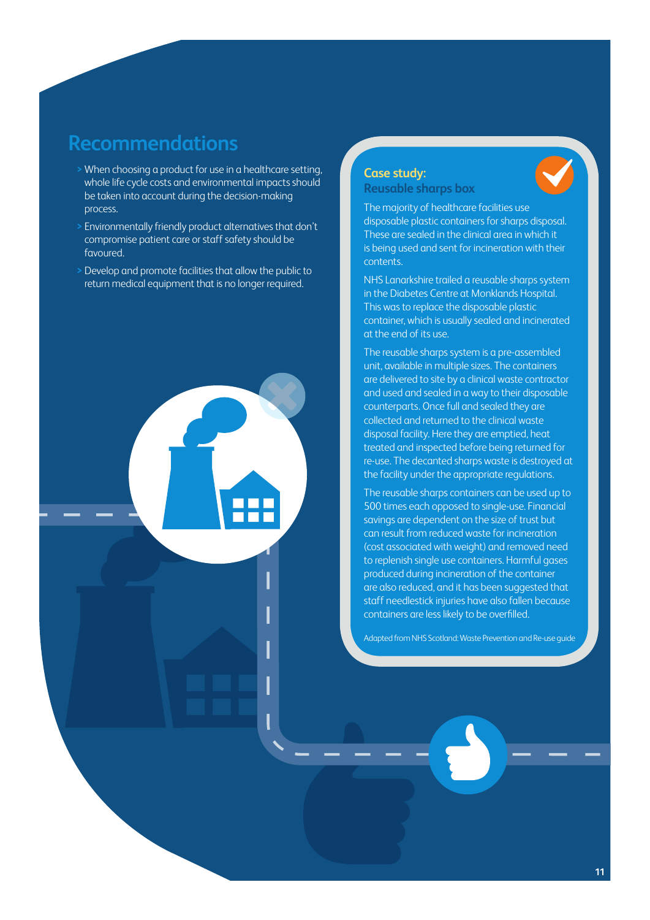## Recommendations

- When choosing a product for use in a healthcare setting, whole life cycle costs and environmental impacts should be taken into account during the decision-making process.
- Environmentally friendly product alternatives that don't compromise patient care or staff safety should be favoured.
- Develop and promote facilities that allow the public to return medical equipment that is no longer required.

### Case study:
### Reusable sharps box

The majority of healthcare facilities use disposable plastic containers for sharps disposal. These are sealed in the clinical area in which it is being used and sent for incineration with their contents.

NHS Lanarkshire trailed a reusable sharps system in the Diabetes Centre at Monklands Hospital. This was to replace the disposable plastic container, which is usually sealed and incinerated at the end of its use.

The reusable sharps system is a pre-assembled unit, available in multiple sizes. The containers are delivered to site by a clinical waste contractor and used and sealed in a way to their disposable counterparts. Once full and sealed they are collected and returned to the clinical waste disposal facility. Here they are emptied, heat treated and inspected before being returned for re-use. The decanted sharps waste is destroyed at the facility under the appropriate regulations.

The reusable sharps containers can be used up to 500 times each opposed to single-use. Financial savings are dependent on the size of trust but can result from reduced waste for incineration (cost associated with weight) and removed need to replenish single use containers. Harmful gases produced during incineration of the container are also reduced, and it has been suggested that staff needlestick injuries have also fallen because containers are less likely to be overfilled.

Adapted from NHS Scotland: Waste Prevention and Re-use guide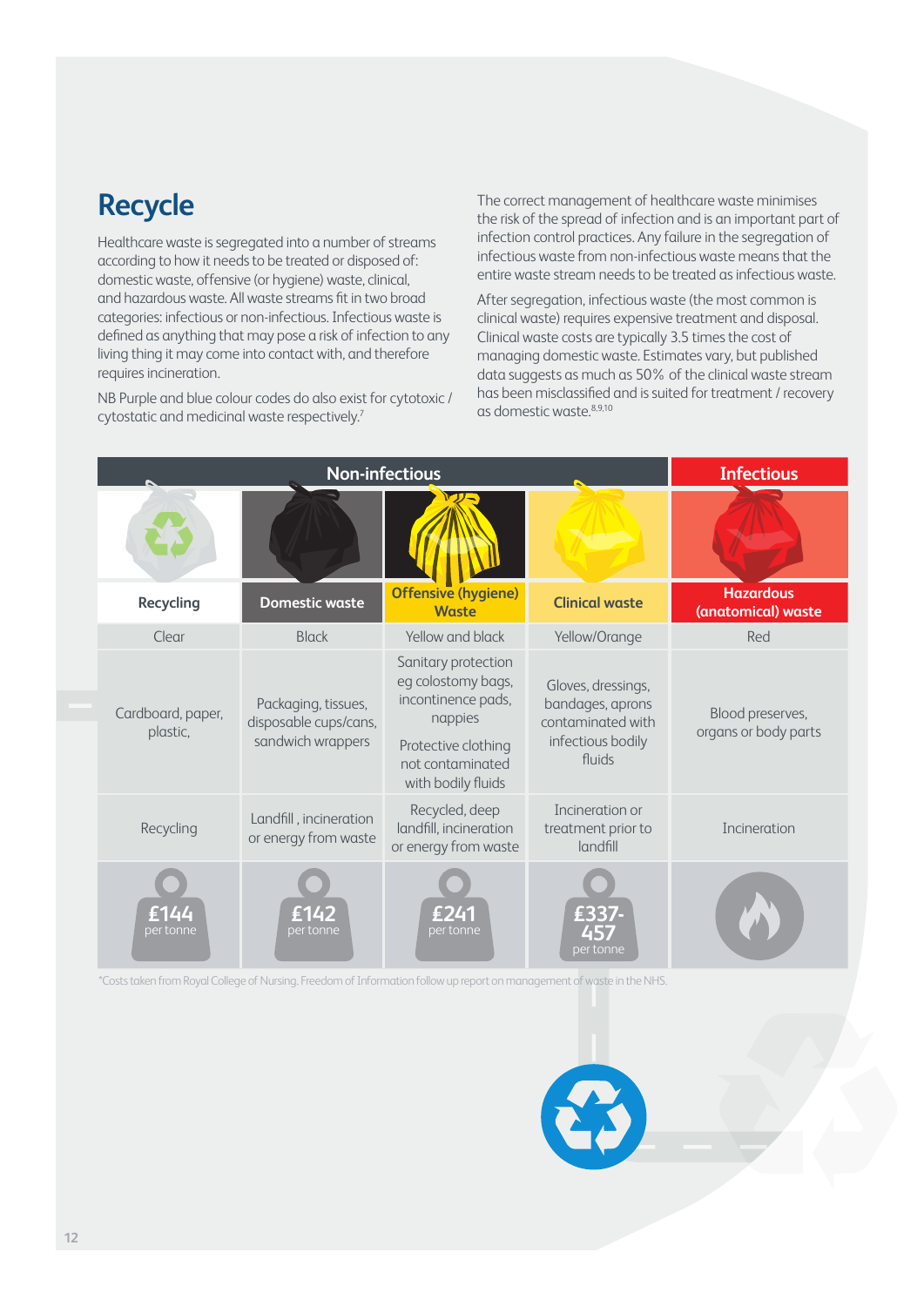# Recycle

Healthcare waste is segregated into a number of streams according to how it needs to be treated or disposed of: domestic waste, offensive (or hygiene) waste, clinical, and hazardous waste. All waste streams fit in two broad categories: infectious or non-infectious. Infectious waste is defined as anything that may pose a risk of infection to any living thing it may come into contact with, and therefore requires incineration.

NB Purple and blue colour codes do also exist for cytotoxic / cytostatic and medicinal waste respectively.[7]

The correct management of healthcare waste minimises the risk of the spread of infection and is an important part of infection control practices. Any failure in the segregation of infectious waste from non-infectious waste means that the entire waste stream needs to be treated as infectious waste.

After segregation, infectious waste (the most common is clinical waste) requires expensive treatment and disposal. Clinical waste costs are typically 3.5 times the cost of managing domestic waste. Estimates vary, but published data suggests as much as 50% of the clinical waste stream has been misclassified and is suited for treatment / recovery as domestic waste.[8,9,10]

| Non-infectious | | | | Infectious |
|---|---|---|---|---|
| Recycling | Domestic waste | Offensive (hygiene) Waste | Clinical waste | Hazardous (anatomical) waste |
| Clear | Black | Yellow and black | Yellow/Orange | Red |
| Cardboard, paper, plastic, | Packaging, tissues, disposable cups/cans, sandwich wrappers | Sanitary protection eg colostomy bags, incontinence pads, nappies<br><br>Protective clothing not contaminated with bodily fluids | Gloves, dressings, bandages, aprons contaminated with infectious bodily fluids | Blood preserves, organs or body parts |
| Recycling | Landfill , incineration or energy from waste | Recycled, deep landfill, incineration or energy from waste | Incineration or treatment prior to landfill | Incineration |
| £144 per tonne | £142 per tonne | £241 per tonne | £337-457 per tonne | |

*Costs taken from Royal College of Nursing. Freedom of Information follow up report on management of waste in the NHS.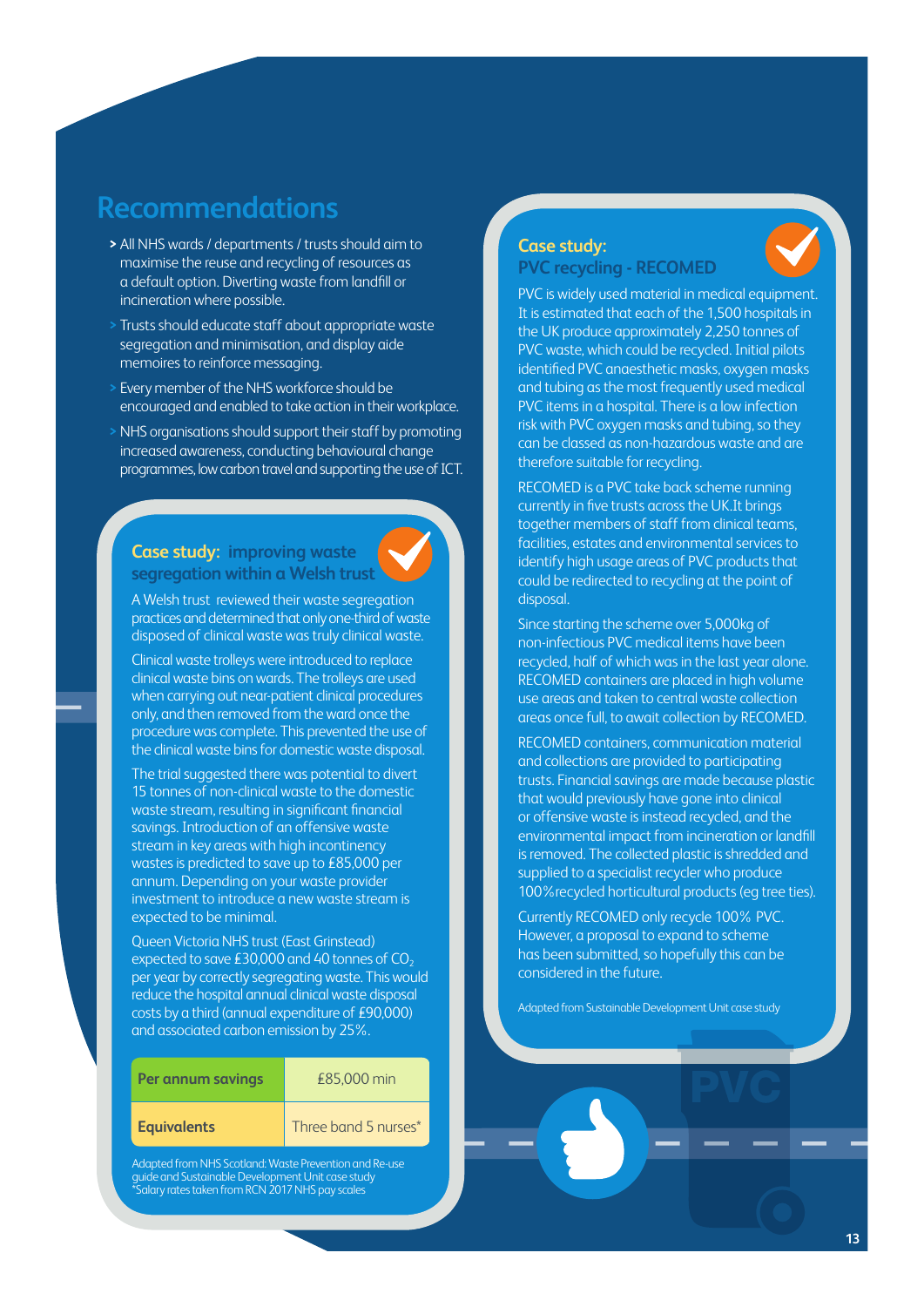## Recommendations

- All NHS wards / departments / trusts should aim to maximise the reuse and recycling of resources as a default option. Diverting waste from landfill or incineration where possible.
- Trusts should educate staff about appropriate waste segregation and minimisation, and display aide memoires to reinforce messaging.
- Every member of the NHS workforce should be encouraged and enabled to take action in their workplace.
- NHS organisations should support their staff by promoting increased awareness, conducting behavioural change programmes, low carbon travel and supporting the use of ICT.

### Case study: improving waste segregation within a Welsh trust

A Welsh trust reviewed their waste segregation practices and determined that only one-third of waste disposed of clinical waste was truly clinical waste.

Clinical waste trolleys were introduced to replace clinical waste bins on wards. The trolleys are used when carrying out near-patient clinical procedures only, and then removed from the ward once the procedure was complete. This prevented the use of the clinical waste bins for domestic waste disposal.

The trial suggested there was potential to divert 15 tonnes of non-clinical waste to the domestic waste stream, resulting in significant financial savings. Introduction of an offensive waste stream in key areas with high incontinency wastes is predicted to save up to £85,000 per annum. Depending on your waste provider investment to introduce a new waste stream is expected to be minimal.

Queen Victoria NHS trust (East Grinstead) expected to save £30,000 and 40 tonnes of $CO_2$ per year by correctly segregating waste. This would reduce the hospital annual clinical waste disposal costs by a third (annual expenditure of £90,000) and associated carbon emission by 25%.

| Per annum savings | £85,000 min |
|---|---|
| Equivalents | Three band 5 nurses* |

Adapted from NHS Scotland: Waste Prevention and Re-use guide and Sustainable Development Unit case study
*Salary rates taken from RCN 2017 NHS pay scales

### Case study: PVC recycling - RECOMED

PVC is widely used material in medical equipment. It is estimated that each of the 1,500 hospitals in the UK produce approximately 2,250 tonnes of PVC waste, which could be recycled. Initial pilots identified PVC anaesthetic masks, oxygen masks and tubing as the most frequently used medical PVC items in a hospital. There is a low infection risk with PVC oxygen masks and tubing, so they can be classed as non-hazardous waste and are therefore suitable for recycling.

RECOMED is a PVC take back scheme running currently in five trusts across the UK.It brings together members of staff from clinical teams, facilities, estates and environmental services to identify high usage areas of PVC products that could be redirected to recycling at the point of disposal.

Since starting the scheme over 5,000kg of non-infectious PVC medical items have been recycled, half of which was in the last year alone. RECOMED containers are placed in high volume use areas and taken to central waste collection areas once full, to await collection by RECOMED.

RECOMED containers, communication material and collections are provided to participating trusts. Financial savings are made because plastic that would previously have gone into clinical or offensive waste is instead recycled, and the environmental impact from incineration or landfill is removed. The collected plastic is shredded and supplied to a specialist recycler who produce 100% recycled horticultural products (eg tree ties).

Currently RECOMED only recycle 100% PVC. However, a proposal to expand to scheme has been submitted, so hopefully this can be considered in the future.

Adapted from Sustainable Development Unit case study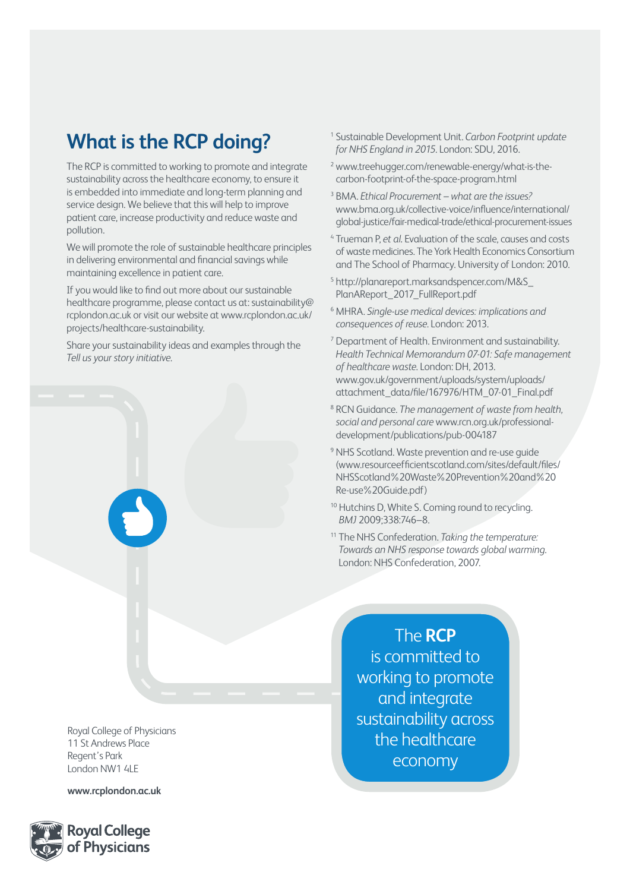## What is the RCP doing?

The RCP is committed to working to promote and integrate sustainability across the healthcare economy, to ensure it is embedded into immediate and long-term planning and service design. We believe that this will help to improve patient care, increase productivity and reduce waste and pollution.

We will promote the role of sustainable healthcare principles in delivering environmental and financial savings while maintaining excellence in patient care.

If you would like to find out more about our sustainable healthcare programme, please contact us at: sustainability@rcplondon.ac.uk or visit our website at www.rcplondon.ac.uk/projects/healthcare-sustainability.

Share your sustainability ideas and examples through the *Tell us your story initiative.*

[1] Sustainable Development Unit. *Carbon Footprint update for NHS England in 2015.* London: SDU, 2016.

[2] www.treehugger.com/renewable-energy/what-is-the-carbon-footprint-of-the-space-program.html

[3] BMA. *Ethical Procurement – what are the issues?* www.bma.org.uk/collective-voice/influence/international/global-justice/fair-medical-trade/ethical-procurement-issues

[4] Trueman P, *et al.* Evaluation of the scale, causes and costs of waste medicines. The York Health Economics Consortium and The School of Pharmacy. University of London: 2010.

[5] http://planareport.marksandspencer.com/M&S_PlanAReport_2017_FullReport.pdf

[6] MHRA. *Single-use medical devices: implications and consequences of reuse.* London: 2013.

[7] Department of Health. Environment and sustainability. *Health Technical Memorandum 07-01: Safe management of healthcare waste.* London: DH, 2013. www.gov.uk/government/uploads/system/uploads/attachment_data/file/167976/HTM_07-01_Final.pdf

[8] RCN Guidance. *The management of waste from health, social and personal care* www.rcn.org.uk/professional-development/publications/pub-004187

[9] NHS Scotland. Waste prevention and re-use guide (www.resourceefficientscotland.com/sites/default/files/NHSScotland%20Waste%20Prevention%20and%20Re-use%20Guide.pdf)

[10] Hutchins D, White S. Coming round to recycling. *BMJ* 2009;338:746–8.

[11] The NHS Confederation. *Taking the temperature: Towards an NHS response towards global warming.* London: NHS Confederation, 2007.

The **RCP** is committed to working to promote and integrate sustainability across the healthcare economy

Royal College of Physicians
11 St Andrews Place
Regent's Park
London NW1 4LE

**www.rcplondon.ac.uk**

Royal College of Physicians